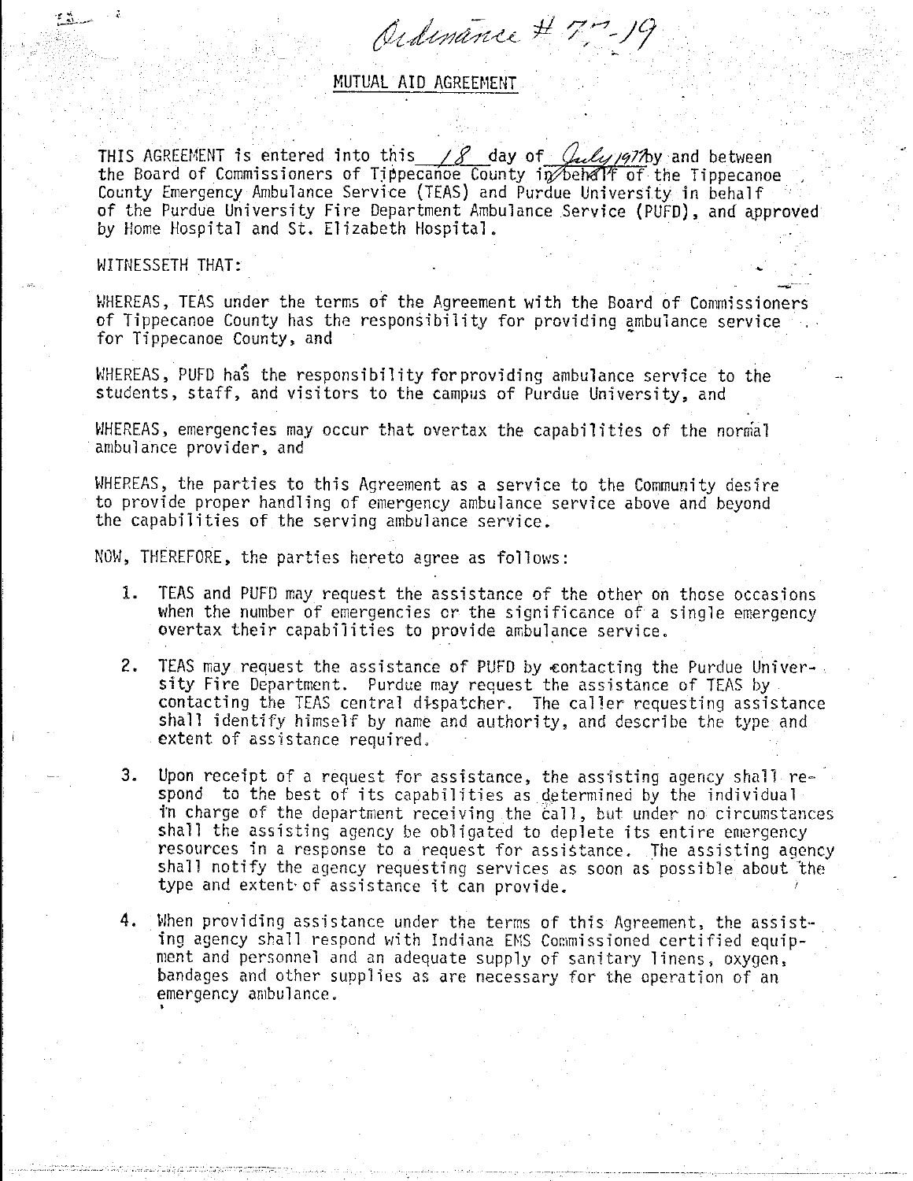Ordinance # 77-19

## MUTUAL AID AGREEMENT

THIS AGREEMENT is entered into this 18 day of July 1977 by and between the Board of Commissioners of Tippecanoe County in behalf of the Tippecanoe County Emergency Ambulance Service (TEAS) and Purdue University in behalf of the Purdue University Fire Department Ambulance Service (PUFD), and approved by Home Hospital and St. Elizabeth Hospital.

WITNESSETH THAT:

WHEREAS, TEAS under the terms of the Agreement with the Board of Commissioners of Tippecanoe County has the responsibility for providing ambulance service for Tippecanoe County, and

WHEREAS, PUFD has the responsibility forproviding ambulance service to the students, staff, and visitors to the campus of Purdue University, and

WHEREAS, emergencies may occur that overtax the capabilities of the normal ambulance provider, and

WHEREAS, the parties to this Agreement as a service to the Community desire to provide proper handling of emergency ambulance service above and beyond the capabilities of the serving ambulance service.

NOW, THEREFORE, the parties hereto agree as follows:

1. TEAS and PUFD may request the assistance of the other on those occasions when the number of emergencies or the significance of a single emergency overtax their capabilities to provide ambulance service.

2. TEAS may request the assistance of PUFD by contacting the Purdue University Fire Department. Purdue may request the assistance of TEAS by contacting the TEAS central dispatcher. The caller requesting assistance shall identify himself by name and authority, and describe the type and extent of assistance required.

3. Upon receipt of a request for assistance, the assisting agency shall respond to the best of its capabilities as determined by the individual in charge of the department receiving the call, but under no circumstances shall the assisting agency be obligated to deplete its entire emergency resources in a response to a request for assistance. The assisting agency shall notify the agency requesting services as soon as possible about the type and extent of assistance it can provide.

4. When providing assistance under the terms of this Agreement, the assisting agency shall respond with Indiana EMS Commissioned certified equipment and personnel and an adequate supply of sanitary linens, oxygen, bandages and other supplies as are necessary for the operation of an emergency ambulance.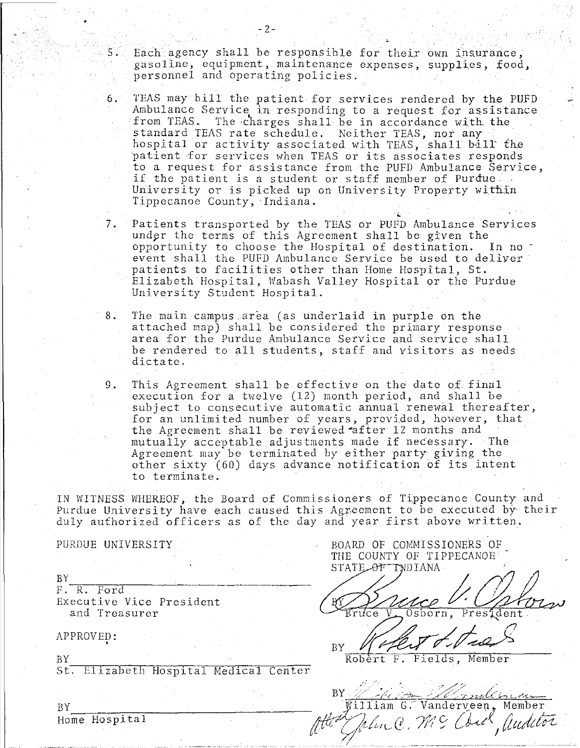5. Each agency shall be responsible for their own insurance, gasoline, equipment, maintenance expenses, supplies, food, personnel and operating policies.

6. TEAS may bill the patient for services rendered by the PUFD Ambulance Service in responding to a request for assistance from TEAS. The charges shall be in accordance with the standard TEAS rate schedule. Neither TEAS, nor any hospital or activity associated with TEAS, shall bill the patient for services when TEAS or its associates responds to a request for assistance from the PUFD Ambulance Service, if the patient is a student or staff member of Purdue University or is picked up on University Property within Tippecanoe County, Indiana.

7. Patients transported by the TEAS or PUFD Ambulance Services under the terms of this Agreement shall be given the opportunity to choose the Hospital of destination. In no event shall the PUFD Ambulance Service be used to deliver patients to facilities other than Home Hospital, St. Elizabeth Hospital, Wabash Valley Hospital or the Purdue University Student Hospital.

8. The main campus area (as underlaid in purple on the attached map) shall be considered the primary response area for the Purdue Ambulance Service and service shall be rendered to all students, staff and visitors as needs dictate.

9. This Agreement shall be effective on the date of final execution for a twelve (12) month period, and shall be subject to consecutive automatic annual renewal thereafter, for an unlimited number of years, provided, however, that the Agreement shall be reviewed after 12 months and mutually acceptable adjustments made if necessary. The Agreement may be terminated by either party giving the other sixty (60) days advance notification of its intent to terminate.

IN WITNESS WHEREOF, the Board of Commissioners of Tippecanoe County and Purdue University have each caused this Agreement to be executed by their duly authorized officers as of the day and year first above written.

PURDUE UNIVERSITY

BY \_\_\_\_\_\_\_\_\_\_\_\_\_\_\_\_\_\_\_\_
F. R. Ford
Executive Vice President and Treasurer

APPROVED:

BY \_\_\_\_\_\_\_\_\_\_\_\_\_\_\_\_\_\_\_\_
St. Elizabeth Hospital Medical Center

BY \_\_\_\_\_\_\_\_\_\_\_\_\_\_\_\_\_\_\_\_
Home Hospital

BOARD OF COMMISSIONERS OF THE COUNTY OF TIPPECANOE STATE OF INDIANA

BY *Bruce V. Osborn*
Bruce V. Osborn, President

BY *Robert F. Fields*
Robert F. Fields, Member

BY *William G. Vanderveen*
William G. Vanderveen, Member

Attest *John C. McCord*, Auditor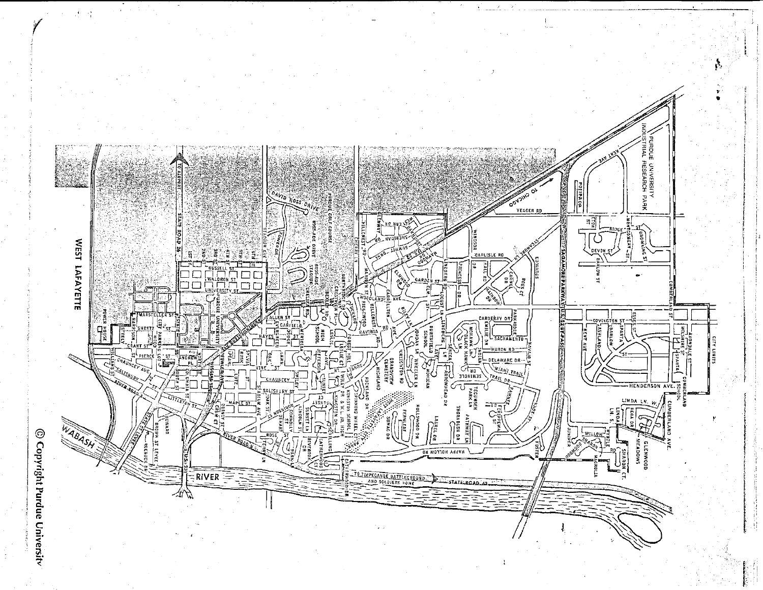WEST LAFAYETTE

PURDUE UNIVERSITY INDUSTRIAL RESEARCH PARK

CITY LIMITS

TO CHICAGO

TO AIRPORT — STATE ROAD 26

SAGAMORE PARKWAY (U.S. 52 BY-PASS)

TO TIPPECANOE BATTLEGROUND AND SOLDIERS HOME — STATE ROAD 43

WABASH RIVER

PURDUE UNIVERSITY

PURDUE GOLF COURSE

HIGH SCHOOL

GRANDVIEW CEMETERY

BURTSFIELD SCHOOL

CUMBERLAND SCHOOL

POWER HOUSE

CITY PARKING LOT

© Copyright Purdue University